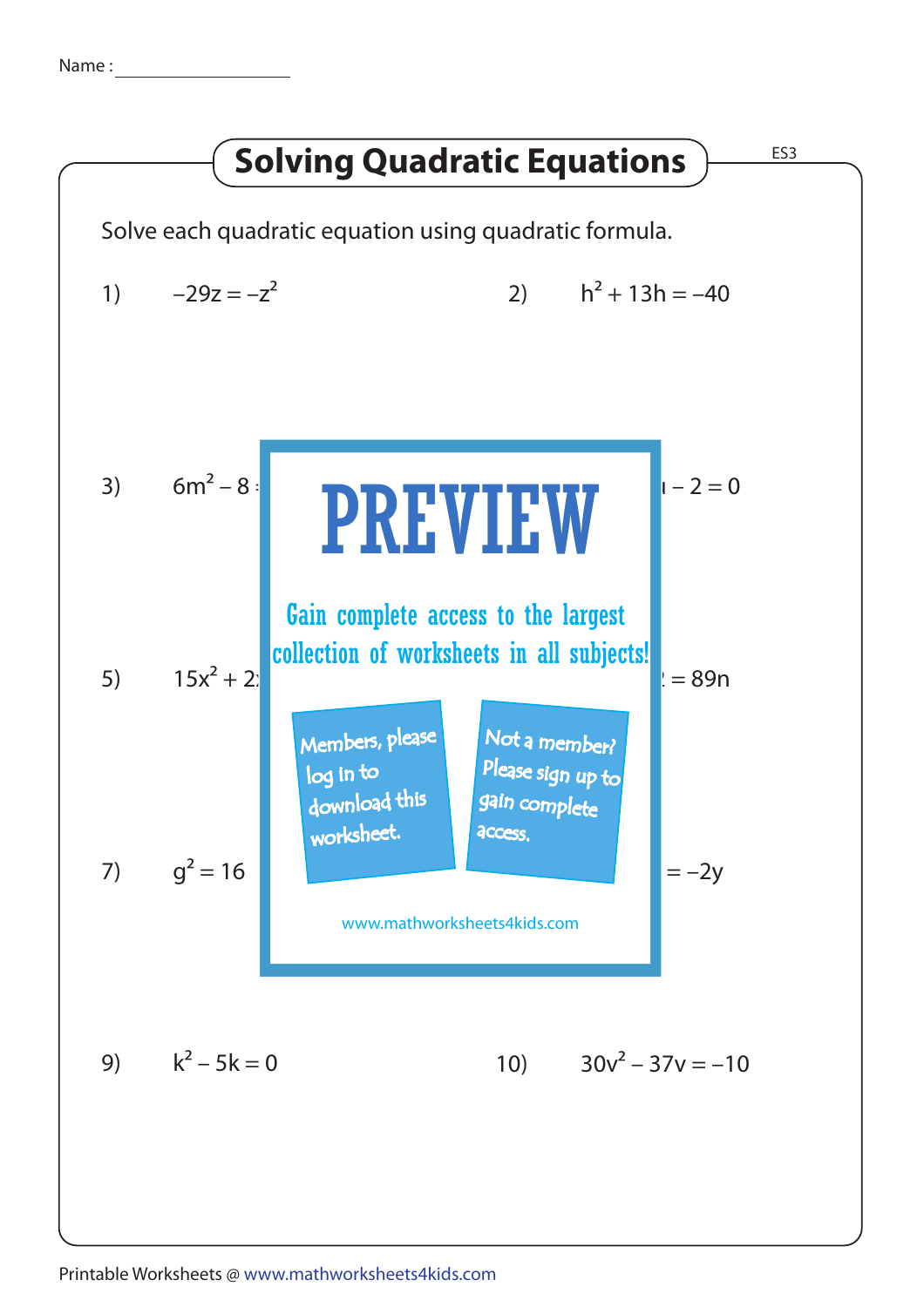Name : ____________________

# Solving Quadratic Equations

ES3

Solve each quadratic equation using quadratic formula.

1) $-29z = -z^2$

2) $h^2 + 13h = -40$

3) $6m^2 - 8$ ...

... $- 2 = 0$

5) $15x^2 + 2$...

... $= 89n$

7) $g^2 = 16$

... $= -2y$

9) $k^2 - 5k = 0$

10) $30v^2 - 37v = -10$

PREVIEW

Gain complete access to the largest collection of worksheets in all subjects!

Members, please log in to download this worksheet.

Not a member? Please sign up to gain complete access.

www.mathworksheets4kids.com

Printable Worksheets @ www.mathworksheets4kids.com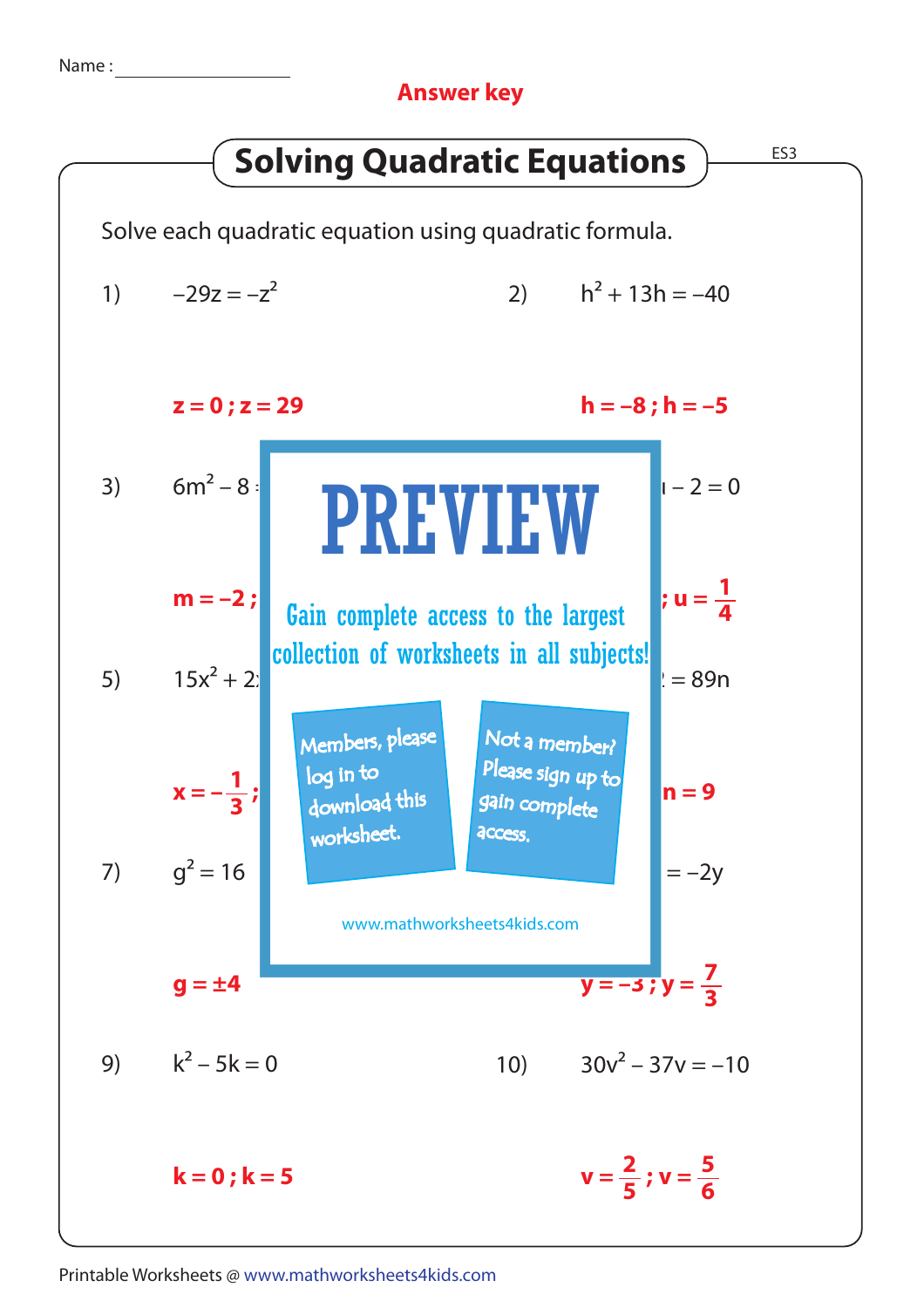Name :

**Answer key**

# Solving Quadratic Equations

ES3

Solve each quadratic equation using quadratic formula.

1) $-29z = -z^2$

**$z = 0 ; z = 29$**

2) $h^2 + 13h = -40$

**$h = -8 ; h = -5$**

3) $6m^2 - 8$ ...

**$m = -2 ;$** ...

4) ... $u - 2 = 0$

... **$; u = \frac{1}{4}$**

5) $15x^2 + 2$ ...

**$x = -\frac{1}{3} ;$** ...

6) ... $= 89n$

... **$n = 9$**

7) $g^2 = 16$

**$g = \pm 4$**

8) ... $= -2y$

**$y = -3 ; y = \frac{7}{3}$**

9) $k^2 - 5k = 0$

**$k = 0 ; k = 5$**

10) $30v^2 - 37v = -10$

**$v = \frac{2}{5} ; v = \frac{5}{6}$**

PREVIEW

Gain complete access to the largest collection of worksheets in all subjects!

Members, please log in to download this worksheet.

Not a member? Please sign up to gain complete access.

www.mathworksheets4kids.com

Printable Worksheets @ www.mathworksheets4kids.com